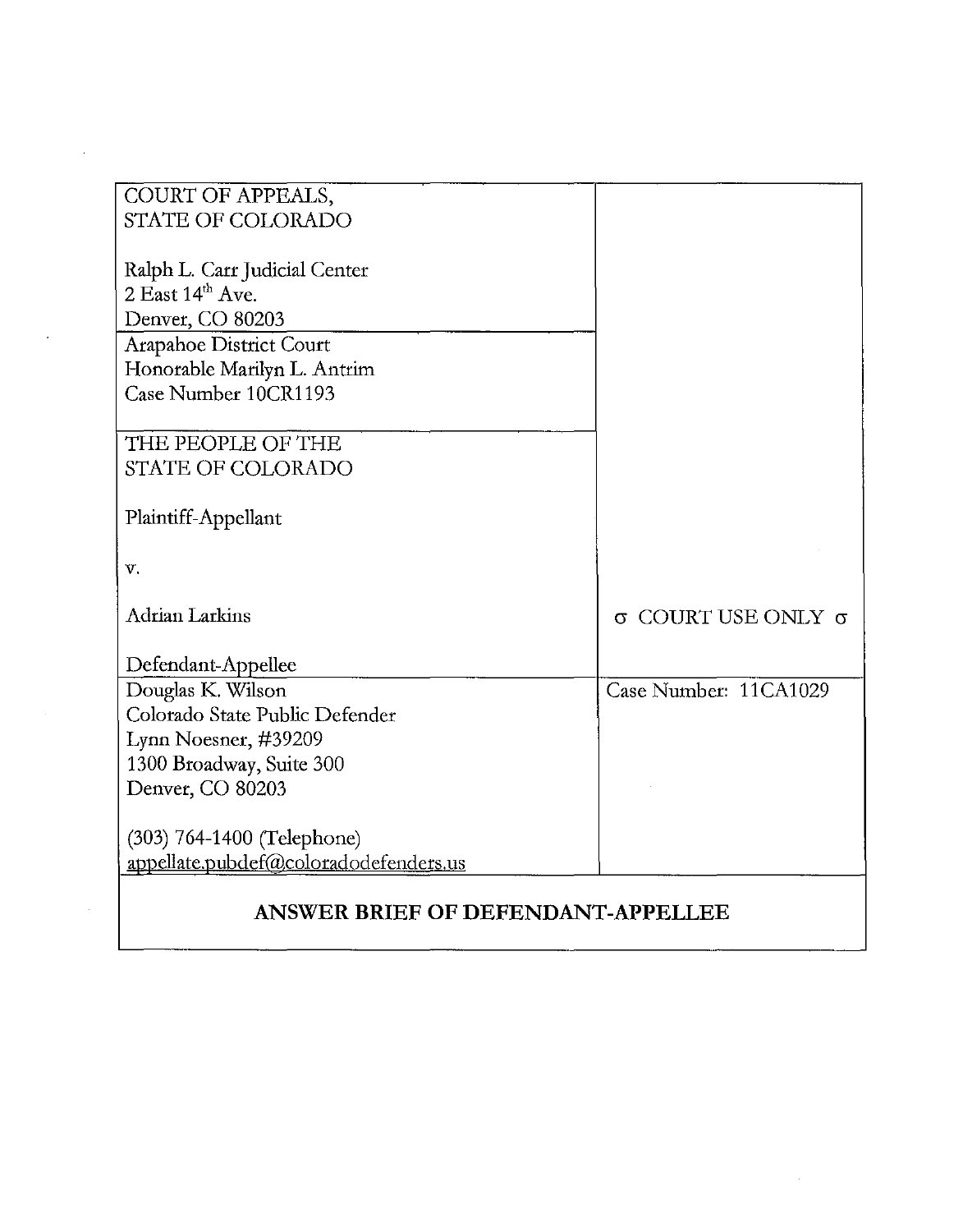| | |
|---|---|
| COURT OF APPEALS,<br>STATE OF COLORADO<br><br>Ralph L. Carr Judicial Center<br>2 East 14th Ave.<br>Denver, CO 80203 | |
| Arapahoe District Court<br>Honorable Marilyn L. Antrim<br>Case Number 10CR1193 | |
| THE PEOPLE OF THE<br>STATE OF COLORADO<br><br>Plaintiff-Appellant<br><br>v.<br><br>Adrian Larkins<br><br>Defendant-Appellee | σ COURT USE ONLY σ |
| Douglas K. Wilson<br>Colorado State Public Defender<br>Lynn Noesner, #39209<br>1300 Broadway, Suite 300<br>Denver, CO 80203<br><br>(303) 764-1400 (Telephone)<br>appellate.pubdef@coloradodefenders.us | Case Number: 11CA1029 |

**ANSWER BRIEF OF DEFENDANT-APPELLEE**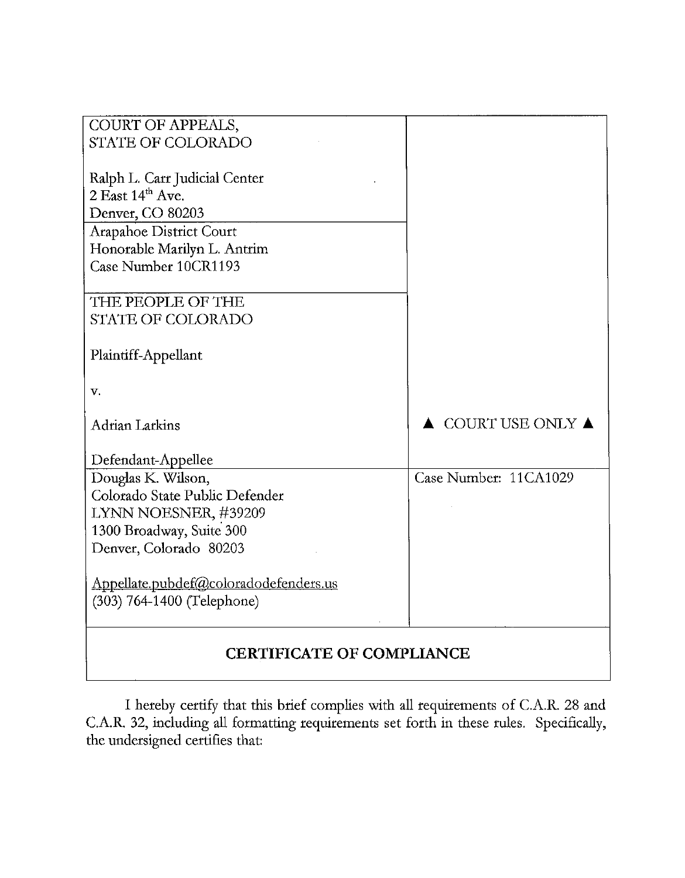| | |
|---|---|
| COURT OF APPEALS,<br>STATE OF COLORADO<br><br>Ralph L. Carr Judicial Center<br>2 East 14th Ave.<br>Denver, CO 80203 | |
| Arapahoe District Court<br>Honorable Marilyn L. Antrim<br>Case Number 10CR1193 | |
| THE PEOPLE OF THE<br>STATE OF COLORADO<br><br>Plaintiff-Appellant<br><br>v.<br><br>Adrian Larkins<br><br>Defendant-Appellee | ▲ COURT USE ONLY ▲ |
| Douglas K. Wilson,<br>Colorado State Public Defender<br>LYNN NOESNER, #39209<br>1300 Broadway, Suite 300<br>Denver, Colorado 80203<br><br>Appellate.pubdef@coloradodefenders.us<br>(303) 764-1400 (Telephone) | Case Number: 11CA1029 |

## CERTIFICATE OF COMPLIANCE

I hereby certify that this brief complies with all requirements of C.A.R. 28 and C.A.R. 32, including all formatting requirements set forth in these rules. Specifically, the undersigned certifies that: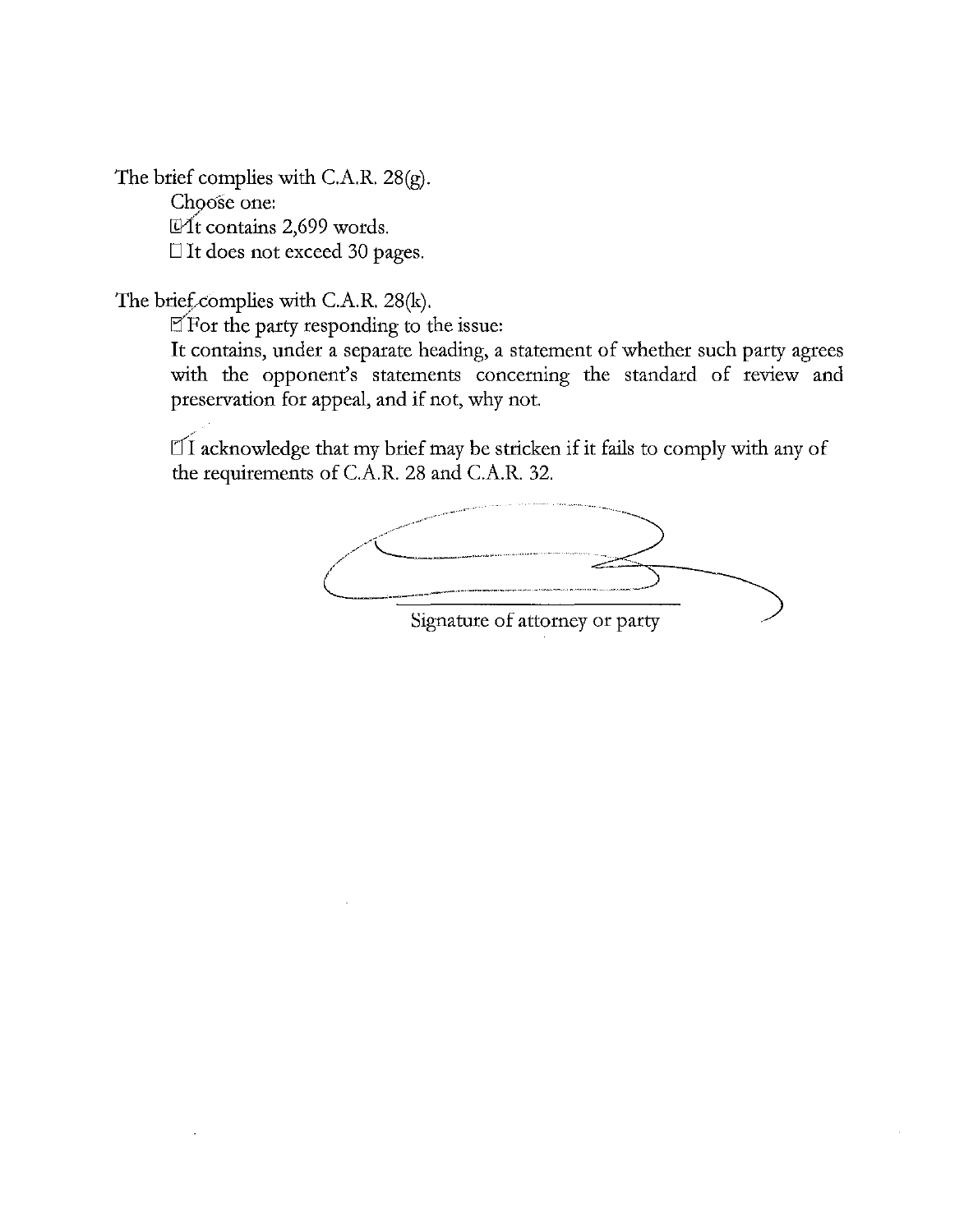The brief complies with C.A.R. 28(g).

Choose one:

☑ It contains 2,699 words.

☐ It does not exceed 30 pages.

The brief complies with C.A.R. 28(k).

☑ For the party responding to the issue:

It contains, under a separate heading, a statement of whether such party agrees with the opponent's statements concerning the standard of review and preservation for appeal, and if not, why not.

☑ I acknowledge that my brief may be stricken if it fails to comply with any of the requirements of C.A.R. 28 and C.A.R. 32.

Signature of attorney or party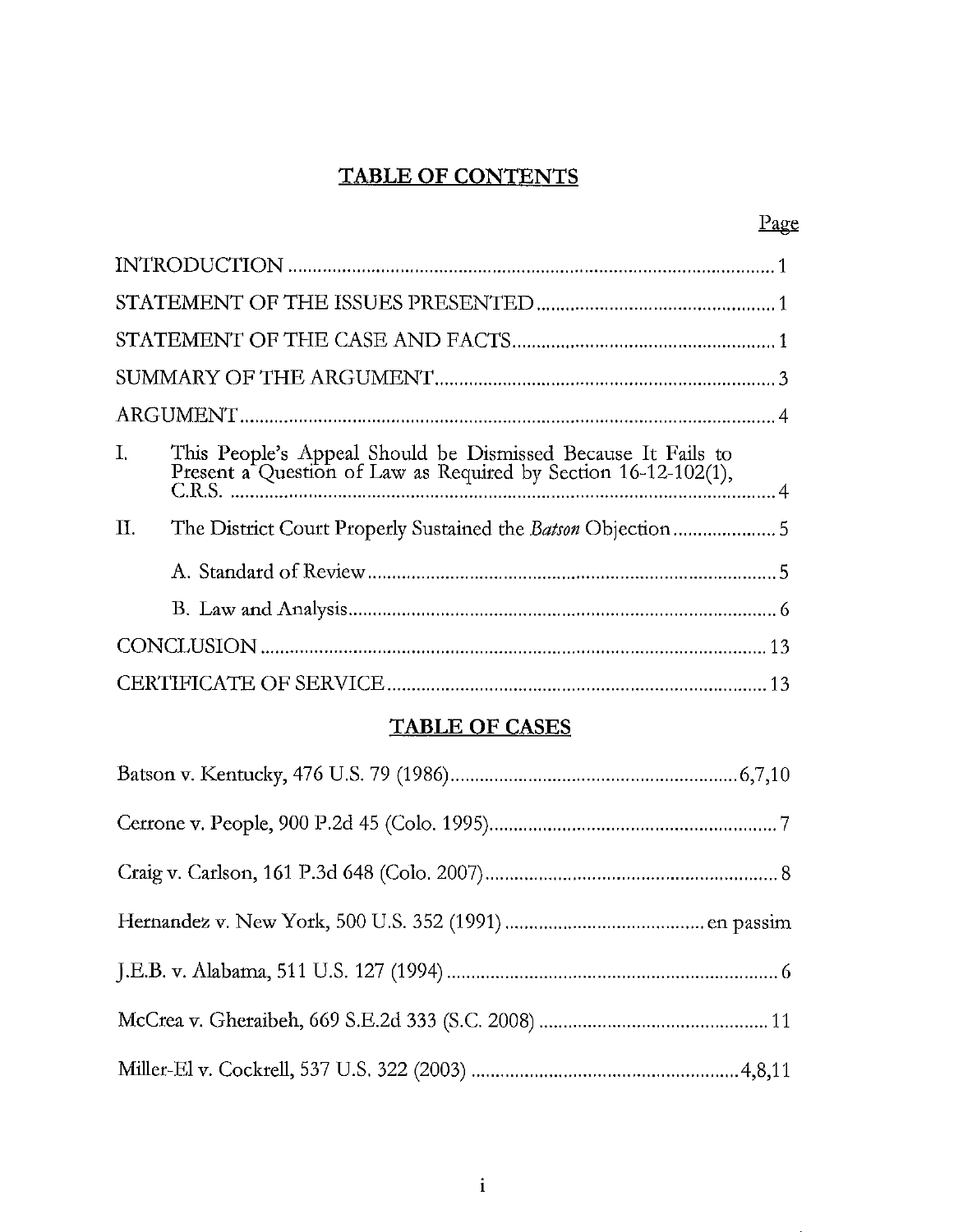# TABLE OF CONTENTS

| | Page |
|---|---|
| INTRODUCTION | 1 |
| STATEMENT OF THE ISSUES PRESENTED | 1 |
| STATEMENT OF THE CASE AND FACTS | 1 |
| SUMMARY OF THE ARGUMENT | 3 |
| ARGUMENT | 4 |
| I. This People's Appeal Should be Dismissed Because It Fails to Present a Question of Law as Required by Section 16-12-102(1), C.R.S. | 4 |
| II. The District Court Properly Sustained the *Batson* Objection | 5 |
| A. Standard of Review | 5 |
| B. Law and Analysis | 6 |
| CONCLUSION | 13 |
| CERTIFICATE OF SERVICE | 13 |

# TABLE OF CASES

| | |
|---|---|
| Batson v. Kentucky, 476 U.S. 79 (1986) | 6,7,10 |
| Cerrone v. People, 900 P.2d 45 (Colo. 1995) | 7 |
| Craig v. Carlson, 161 P.3d 648 (Colo. 2007) | 8 |
| Hernandez v. New York, 500 U.S. 352 (1991) | en passim |
| J.E.B. v. Alabama, 511 U.S. 127 (1994) | 6 |
| McCrea v. Gheraibeh, 669 S.E.2d 333 (S.C. 2008) | 11 |
| Miller-El v. Cockrell, 537 U.S. 322 (2003) | 4,8,11 |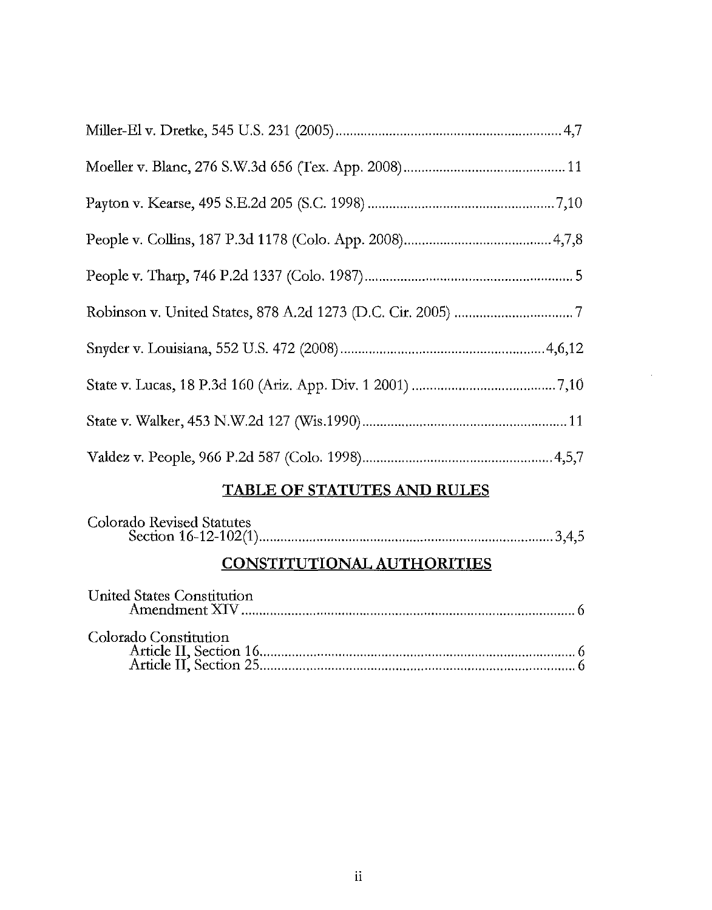Miller-El v. Dretke, 545 U.S. 231 (2005) .............................................................. 4,7

Moeller v. Blanc, 276 S.W.3d 656 (Tex. App. 2008) ............................................ 11

Payton v. Kearse, 495 S.E.2d 205 (S.C. 1998) .................................................. 7,10

People v. Collins, 187 P.3d 1178 (Colo. App. 2008) ........................................ 4,7,8

People v. Tharp, 746 P.2d 1337 (Colo. 1987) ......................................................... 5

Robinson v. United States, 878 A.2d 1273 (D.C. Cir. 2005) ................................ 7

Snyder v. Louisiana, 552 U.S. 472 (2008) ....................................................... 4,6,12

State v. Lucas, 18 P.3d 160 (Ariz. App. Div. 1 2001) ....................................... 7,10

State v. Walker, 453 N.W.2d 127 (Wis.1990) ........................................................ 11

Valdez v. People, 966 P.2d 587 (Colo. 1998) .................................................... 4,5,7

## TABLE OF STATUTES AND RULES

Colorado Revised Statutes
    Section 16-12-102(1) ................................................................................ 3,4,5

## CONSTITUTIONAL AUTHORITIES

United States Constitution
    Amendment XIV ........................................................................................... 6

Colorado Constitution
    Article II, Section 16 ..................................................................................... 6
    Article II, Section 25 ..................................................................................... 6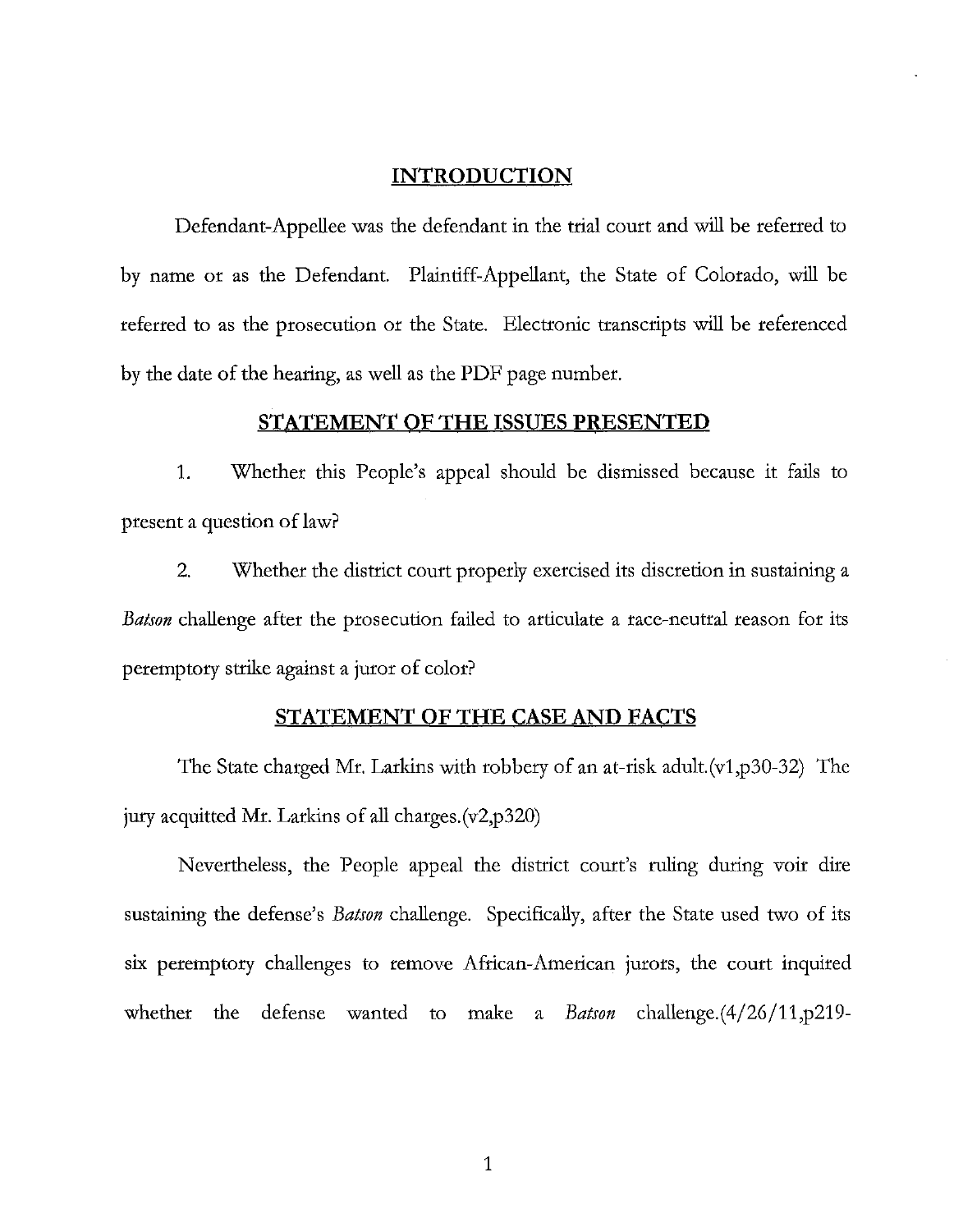## INTRODUCTION

Defendant-Appellee was the defendant in the trial court and will be referred to by name or as the Defendant. Plaintiff-Appellant, the State of Colorado, will be referred to as the prosecution or the State. Electronic transcripts will be referenced by the date of the hearing, as well as the PDF page number.

## STATEMENT OF THE ISSUES PRESENTED

1. Whether this People's appeal should be dismissed because it fails to present a question of law?

2. Whether the district court properly exercised its discretion in sustaining a *Batson* challenge after the prosecution failed to articulate a race-neutral reason for its peremptory strike against a juror of color?

## STATEMENT OF THE CASE AND FACTS

The State charged Mr. Larkins with robbery of an at-risk adult.(v1,p30-32) The jury acquitted Mr. Larkins of all charges.(v2,p320)

Nevertheless, the People appeal the district court's ruling during voir dire sustaining the defense's *Batson* challenge. Specifically, after the State used two of its six peremptory challenges to remove African-American jurors, the court inquired whether the defense wanted to make a *Batson* challenge.(4/26/11,p219-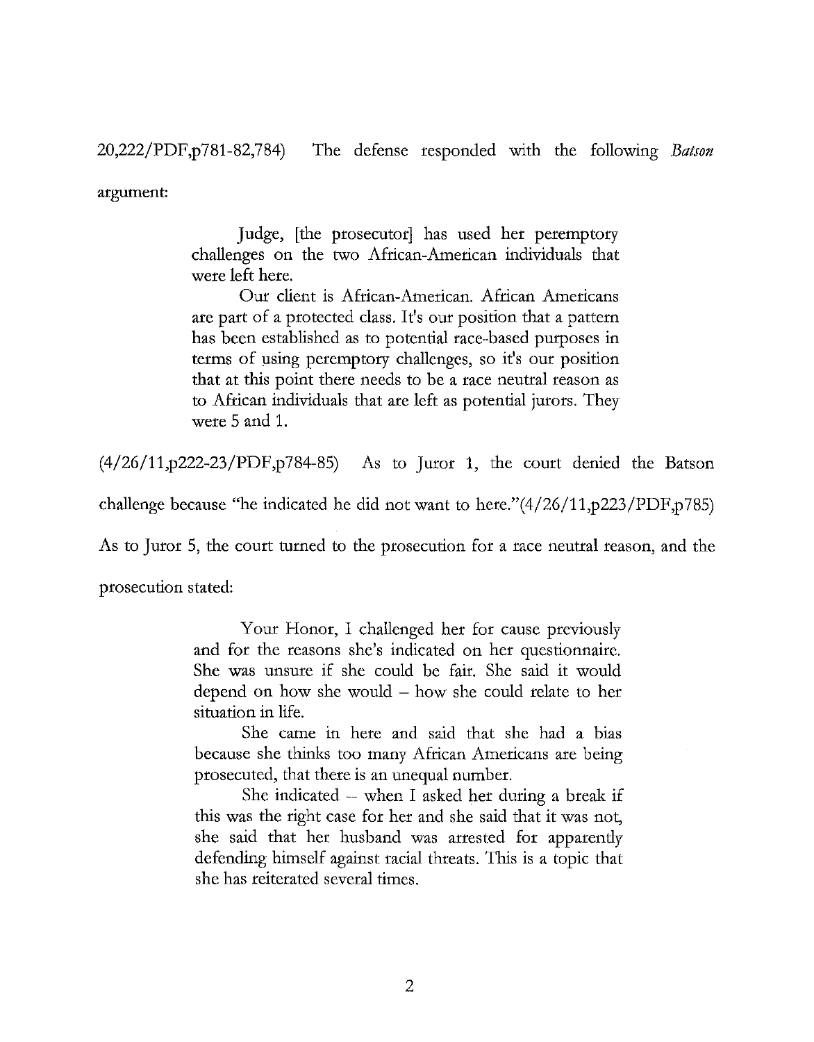20,222/PDF,p781-82,784) The defense responded with the following *Batson* argument:

> Judge, [the prosecutor] has used her peremptory challenges on the two African-American individuals that were left here.
>
> Our client is African-American. African Americans are part of a protected class. It's our position that a pattern has been established as to potential race-based purposes in terms of using peremptory challenges, so it's our position that at this point there needs to be a race neutral reason as to African individuals that are left as potential jurors. They were 5 and 1.

(4/26/11,p222-23/PDF,p784-85) As to Juror 1, the court denied the Batson challenge because "he indicated he did not want to here."(4/26/11,p223/PDF,p785) As to Juror 5, the court turned to the prosecution for a race neutral reason, and the prosecution stated:

> Your Honor, I challenged her for cause previously and for the reasons she's indicated on her questionnaire. She was unsure if she could be fair. She said it would depend on how she would – how she could relate to her situation in life.
>
> She came in here and said that she had a bias because she thinks too many African Americans are being prosecuted, that there is an unequal number.
>
> She indicated -- when I asked her during a break if this was the right case for her and she said that it was not, she said that her husband was arrested for apparently defending himself against racial threats. This is a topic that she has reiterated several times.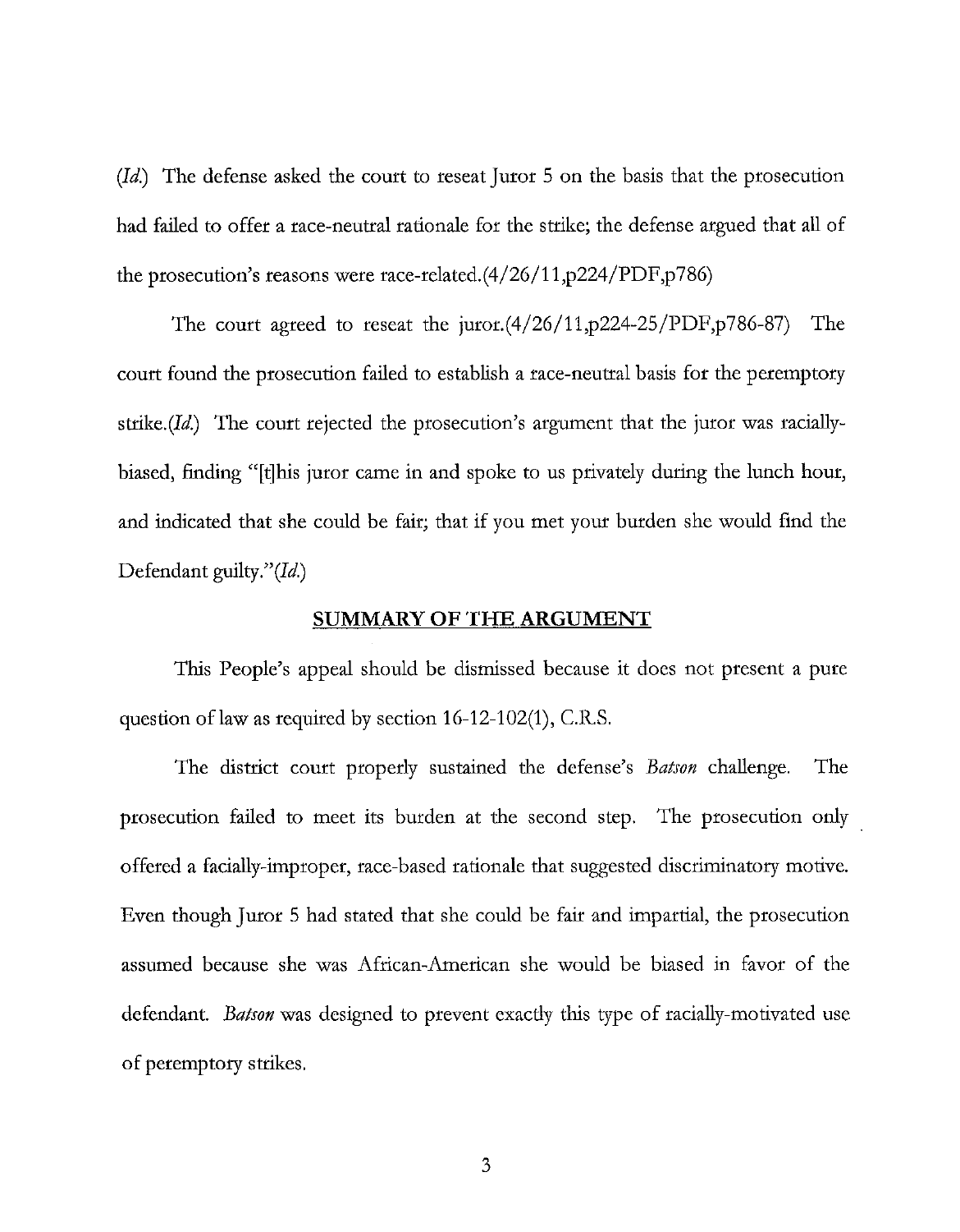(*Id.*) The defense asked the court to reseat Juror 5 on the basis that the prosecution had failed to offer a race-neutral rationale for the strike; the defense argued that all of the prosecution's reasons were race-related.(4/26/11,p224/PDF,p786)

The court agreed to reseat the juror.(4/26/11,p224-25/PDF,p786-87) The court found the prosecution failed to establish a race-neutral basis for the peremptory strike.(*Id.*) The court rejected the prosecution's argument that the juror was racially-biased, finding "[t]his juror came in and spoke to us privately during the lunch hour, and indicated that she could be fair; that if you met your burden she would find the Defendant guilty."(*Id.*)

## SUMMARY OF THE ARGUMENT

This People's appeal should be dismissed because it does not present a pure question of law as required by section 16-12-102(1), C.R.S.

The district court properly sustained the defense's *Batson* challenge. The prosecution failed to meet its burden at the second step. The prosecution only offered a facially-improper, race-based rationale that suggested discriminatory motive. Even though Juror 5 had stated that she could be fair and impartial, the prosecution assumed because she was African-American she would be biased in favor of the defendant. *Batson* was designed to prevent exactly this type of racially-motivated use of peremptory strikes.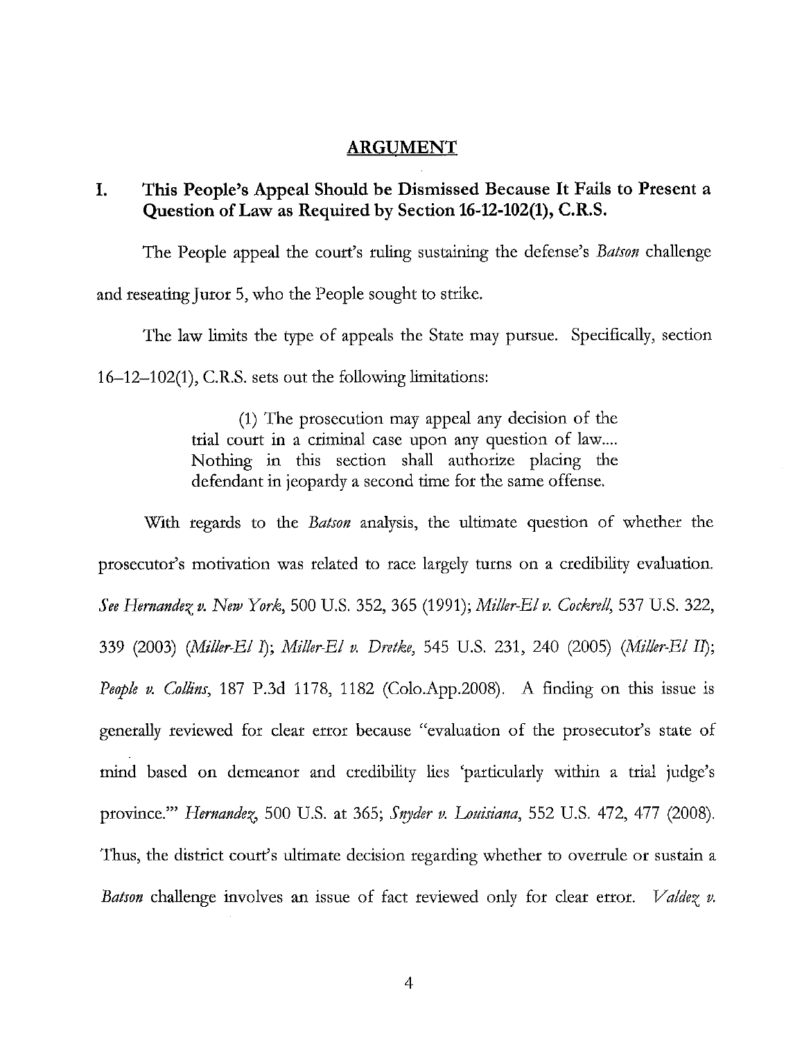## ARGUMENT

### I. This People's Appeal Should be Dismissed Because It Fails to Present a Question of Law as Required by Section 16-12-102(1), C.R.S.

The People appeal the court's ruling sustaining the defense's *Batson* challenge and reseating Juror 5, who the People sought to strike.

The law limits the type of appeals the State may pursue. Specifically, section 16–12–102(1), C.R.S. sets out the following limitations:

> (1) The prosecution may appeal any decision of the trial court in a criminal case upon any question of law.... Nothing in this section shall authorize placing the defendant in jeopardy a second time for the same offense.

With regards to the *Batson* analysis, the ultimate question of whether the prosecutor's motivation was related to race largely turns on a credibility evaluation. *See Hernandez v. New York*, 500 U.S. 352, 365 (1991); *Miller-El v. Cockrell*, 537 U.S. 322, 339 (2003) (*Miller-El I*); *Miller-El v. Dretke*, 545 U.S. 231, 240 (2005) (*Miller-El II*); *People v. Collins*, 187 P.3d 1178, 1182 (Colo.App.2008). A finding on this issue is generally reviewed for clear error because "evaluation of the prosecutor's state of mind based on demeanor and credibility lies 'particularly within a trial judge's province.'" *Hernandez*, 500 U.S. at 365; *Snyder v. Louisiana*, 552 U.S. 472, 477 (2008). Thus, the district court's ultimate decision regarding whether to overrule or sustain a *Batson* challenge involves an issue of fact reviewed only for clear error. *Valdez v.*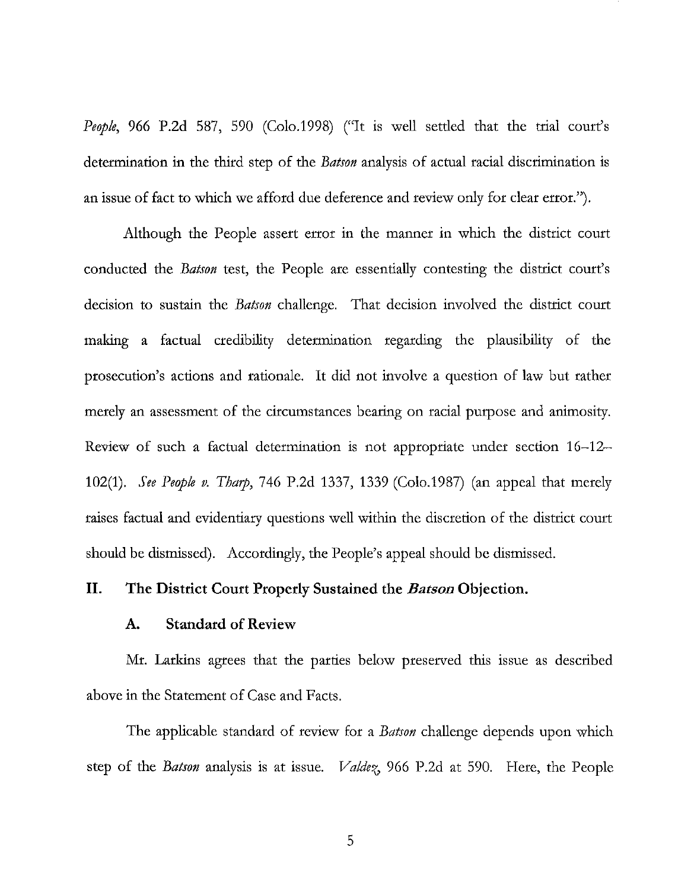*People*, 966 P.2d 587, 590 (Colo.1998) ("It is well settled that the trial court's determination in the third step of the *Batson* analysis of actual racial discrimination is an issue of fact to which we afford due deference and review only for clear error.").

Although the People assert error in the manner in which the district court conducted the *Batson* test, the People are essentially contesting the district court's decision to sustain the *Batson* challenge. That decision involved the district court making a factual credibility determination regarding the plausibility of the prosecution's actions and rationale. It did not involve a question of law but rather merely an assessment of the circumstances bearing on racial purpose and animosity. Review of such a factual determination is not appropriate under section 16–12–102(1). *See People v. Tharp*, 746 P.2d 1337, 1339 (Colo.1987) (an appeal that merely raises factual and evidentiary questions well within the discretion of the district court should be dismissed). Accordingly, the People's appeal should be dismissed.

## II. The District Court Properly Sustained the *Batson* Objection.

### A. Standard of Review

Mr. Larkins agrees that the parties below preserved this issue as described above in the Statement of Case and Facts.

The applicable standard of review for a *Batson* challenge depends upon which step of the *Batson* analysis is at issue. *Valdez*, 966 P.2d at 590. Here, the People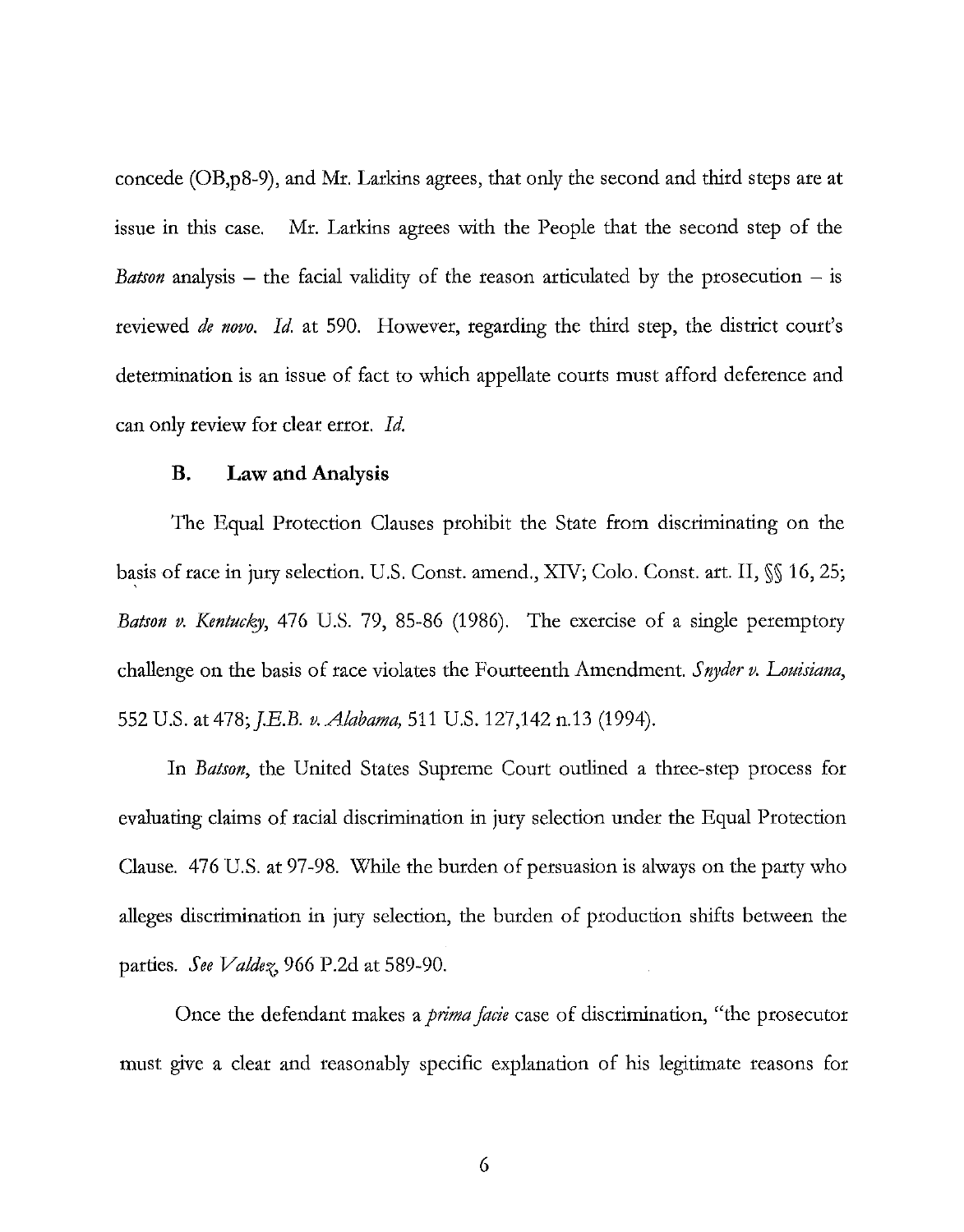concede (OB,p8-9), and Mr. Larkins agrees, that only the second and third steps are at issue in this case. Mr. Larkins agrees with the People that the second step of the *Batson* analysis – the facial validity of the reason articulated by the prosecution – is reviewed *de novo*. *Id.* at 590. However, regarding the third step, the district court's determination is an issue of fact to which appellate courts must afford deference and can only review for clear error. *Id.*

### B. Law and Analysis

The Equal Protection Clauses prohibit the State from discriminating on the basis of race in jury selection. U.S. Const. amend., XIV; Colo. Const. art. II, §§ 16, 25; *Batson v. Kentucky*, 476 U.S. 79, 85-86 (1986). The exercise of a single peremptory challenge on the basis of race violates the Fourteenth Amendment. *Snyder v. Louisiana*, 552 U.S. at 478; *J.E.B. v. Alabama*, 511 U.S. 127,142 n.13 (1994).

In *Batson*, the United States Supreme Court outlined a three-step process for evaluating claims of racial discrimination in jury selection under the Equal Protection Clause. 476 U.S. at 97-98. While the burden of persuasion is always on the party who alleges discrimination in jury selection, the burden of production shifts between the parties. *See Valdez*, 966 P.2d at 589-90.

Once the defendant makes a *prima facie* case of discrimination, "the prosecutor must give a clear and reasonably specific explanation of his legitimate reasons for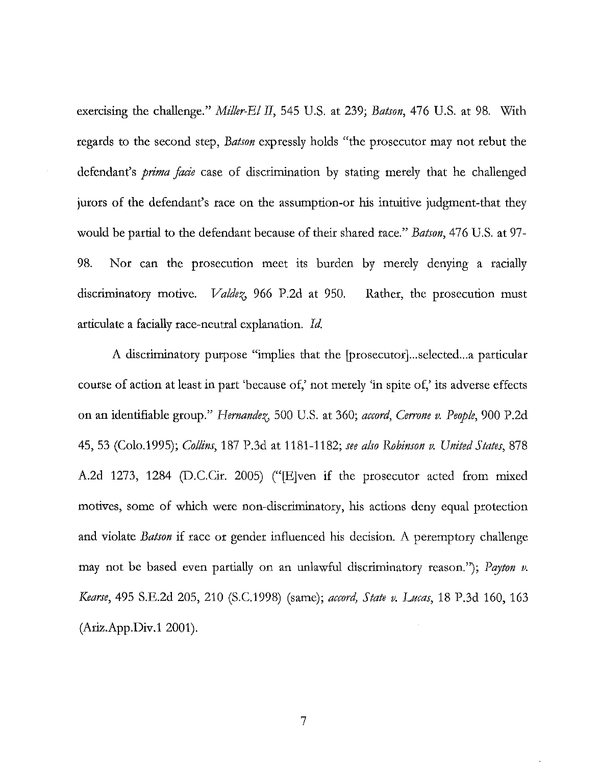exercising the challenge." *Miller-El II*, 545 U.S. at 239; *Batson*, 476 U.S. at 98. With regards to the second step, *Batson* expressly holds "the prosecutor may not rebut the defendant's *prima facie* case of discrimination by stating merely that he challenged jurors of the defendant's race on the assumption-or his intuitive judgment-that they would be partial to the defendant because of their shared race." *Batson*, 476 U.S. at 97-98. Nor can the prosecution meet its burden by merely denying a racially discriminatory motive. *Valdez*, 966 P.2d at 950. Rather, the prosecution must articulate a facially race-neutral explanation. *Id.*

A discriminatory purpose "implies that the [prosecutor]...selected...a particular course of action at least in part 'because of,' not merely 'in spite of,' its adverse effects on an identifiable group." *Hernandez*, 500 U.S. at 360; *accord*, *Cerrone v. People*, 900 P.2d 45, 53 (Colo.1995); *Collins*, 187 P.3d at 1181-1182; *see also Robinson v. United States*, 878 A.2d 1273, 1284 (D.C.Cir. 2005) ("[E]ven if the prosecutor acted from mixed motives, some of which were non-discriminatory, his actions deny equal protection and violate *Batson* if race or gender influenced his decision. A peremptory challenge may not be based even partially on an unlawful discriminatory reason."); *Payton v. Kearse*, 495 S.E.2d 205, 210 (S.C.1998) (same); *accord*, *State v. Lucas*, 18 P.3d 160, 163 (Ariz.App.Div.1 2001).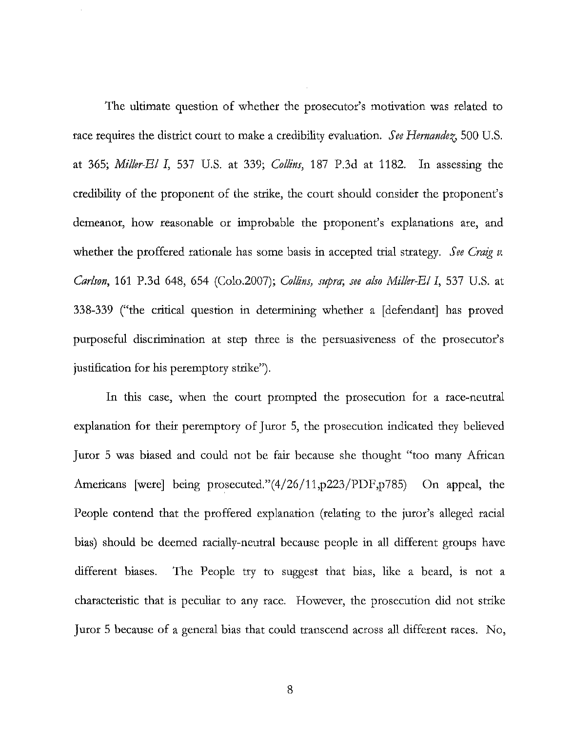The ultimate question of whether the prosecutor's motivation was related to race requires the district court to make a credibility evaluation. *See Hernandez*, 500 U.S. at 365; *Miller-El I*, 537 U.S. at 339; *Collins*, 187 P.3d at 1182. In assessing the credibility of the proponent of the strike, the court should consider the proponent's demeanor, how reasonable or improbable the proponent's explanations are, and whether the proffered rationale has some basis in accepted trial strategy. *See Craig v. Carlson*, 161 P.3d 648, 654 (Colo.2007); *Collins, supra*; *see also Miller-El I*, 537 U.S. at 338-339 ("the critical question in determining whether a [defendant] has proved purposeful discrimination at step three is the persuasiveness of the prosecutor's justification for his peremptory strike").

In this case, when the court prompted the prosecution for a race-neutral explanation for their peremptory of Juror 5, the prosecution indicated they believed Juror 5 was biased and could not be fair because she thought "too many African Americans [were] being prosecuted."(4/26/11,p223/PDF,p785) On appeal, the People contend that the proffered explanation (relating to the juror's alleged racial bias) should be deemed racially-neutral because people in all different groups have different biases. The People try to suggest that bias, like a beard, is not a characteristic that is peculiar to any race. However, the prosecution did not strike Juror 5 because of a general bias that could transcend across all different races. No,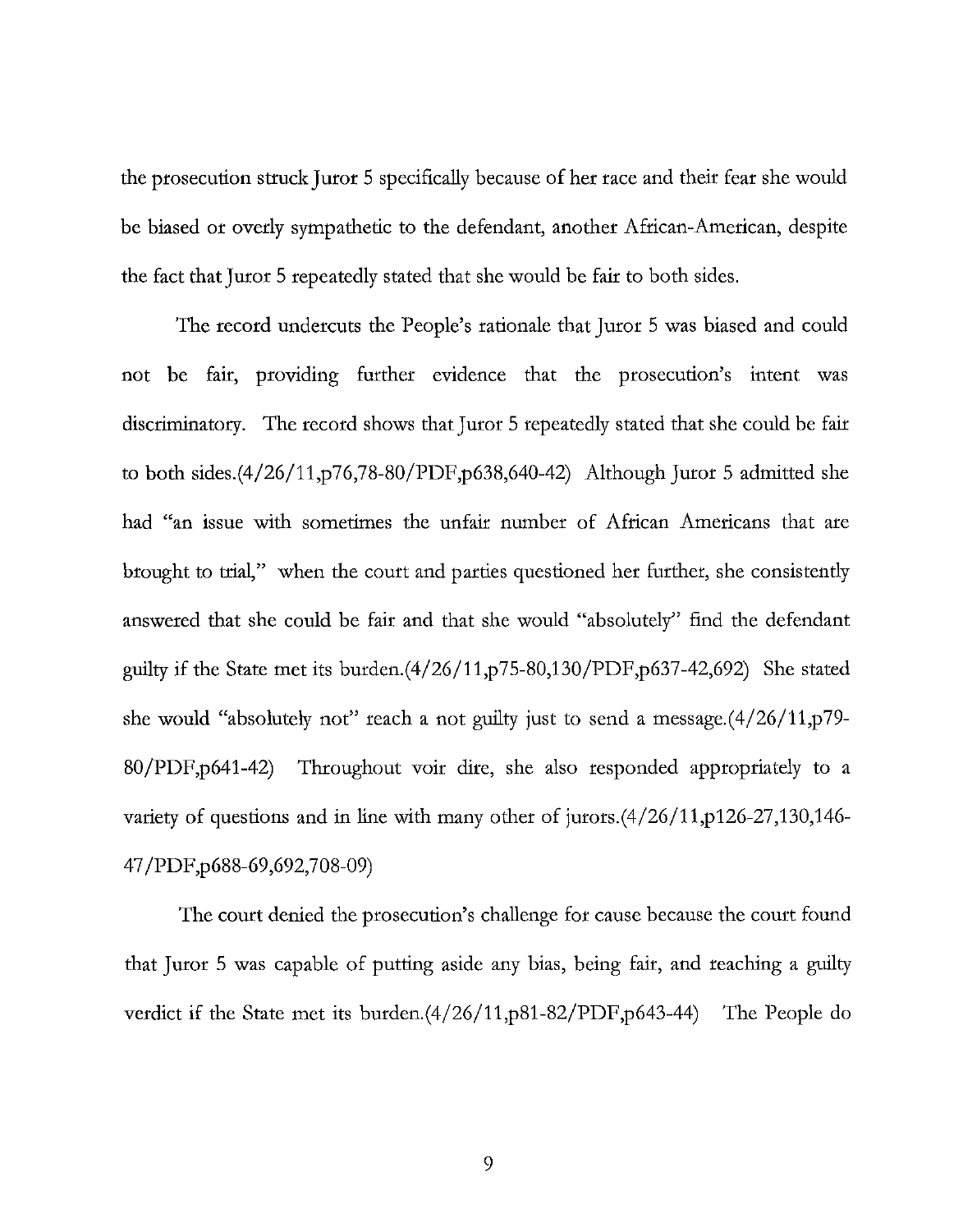the prosecution struck Juror 5 specifically because of her race and their fear she would be biased or overly sympathetic to the defendant, another African-American, despite the fact that Juror 5 repeatedly stated that she would be fair to both sides.

The record undercuts the People's rationale that Juror 5 was biased and could not be fair, providing further evidence that the prosecution's intent was discriminatory. The record shows that Juror 5 repeatedly stated that she could be fair to both sides.(4/26/11,p76,78-80/PDF,p638,640-42) Although Juror 5 admitted she had "an issue with sometimes the unfair number of African Americans that are brought to trial," when the court and parties questioned her further, she consistently answered that she could be fair and that she would "absolutely" find the defendant guilty if the State met its burden.(4/26/11,p75-80,130/PDF,p637-42,692) She stated she would "absolutely not" reach a not guilty just to send a message.(4/26/11,p79-80/PDF,p641-42) Throughout voir dire, she also responded appropriately to a variety of questions and in line with many other of jurors.(4/26/11,p126-27,130,146-47/PDF,p688-69,692,708-09)

The court denied the prosecution's challenge for cause because the court found that Juror 5 was capable of putting aside any bias, being fair, and reaching a guilty verdict if the State met its burden.(4/26/11,p81-82/PDF,p643-44) The People do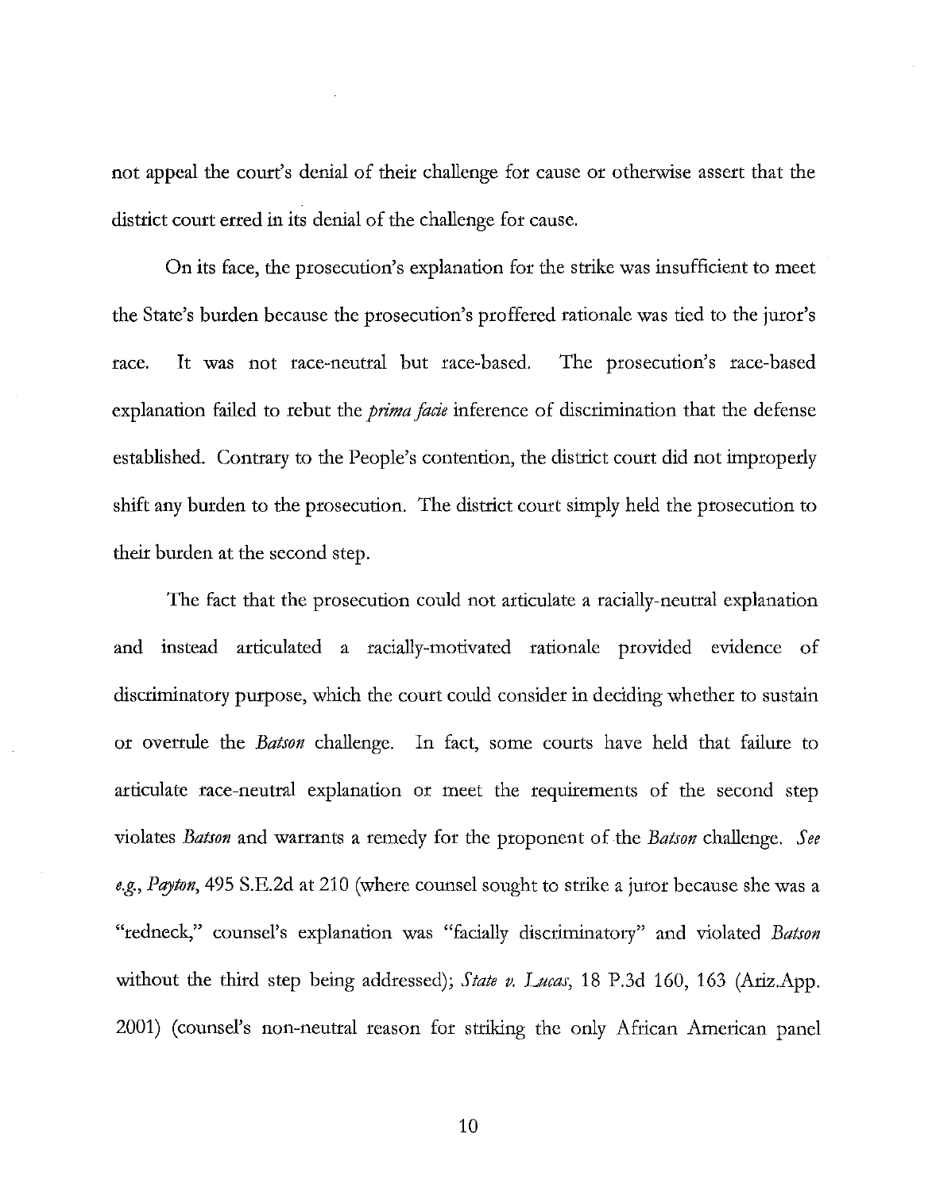not appeal the court's denial of their challenge for cause or otherwise assert that the district court erred in its denial of the challenge for cause.

On its face, the prosecution's explanation for the strike was insufficient to meet the State's burden because the prosecution's proffered rationale was tied to the juror's race. It was not race-neutral but race-based. The prosecution's race-based explanation failed to rebut the *prima facie* inference of discrimination that the defense established. Contrary to the People's contention, the district court did not improperly shift any burden to the prosecution. The district court simply held the prosecution to their burden at the second step.

The fact that the prosecution could not articulate a racially-neutral explanation and instead articulated a racially-motivated rationale provided evidence of discriminatory purpose, which the court could consider in deciding whether to sustain or overrule the *Batson* challenge. In fact, some courts have held that failure to articulate race-neutral explanation or meet the requirements of the second step violates *Batson* and warrants a remedy for the proponent of the *Batson* challenge. *See e.g.*, *Payton*, 495 S.E.2d at 210 (where counsel sought to strike a juror because she was a "redneck," counsel's explanation was "facially discriminatory" and violated *Batson* without the third step being addressed); *State v. Lucas*, 18 P.3d 160, 163 (Ariz.App. 2001) (counsel's non-neutral reason for striking the only African American panel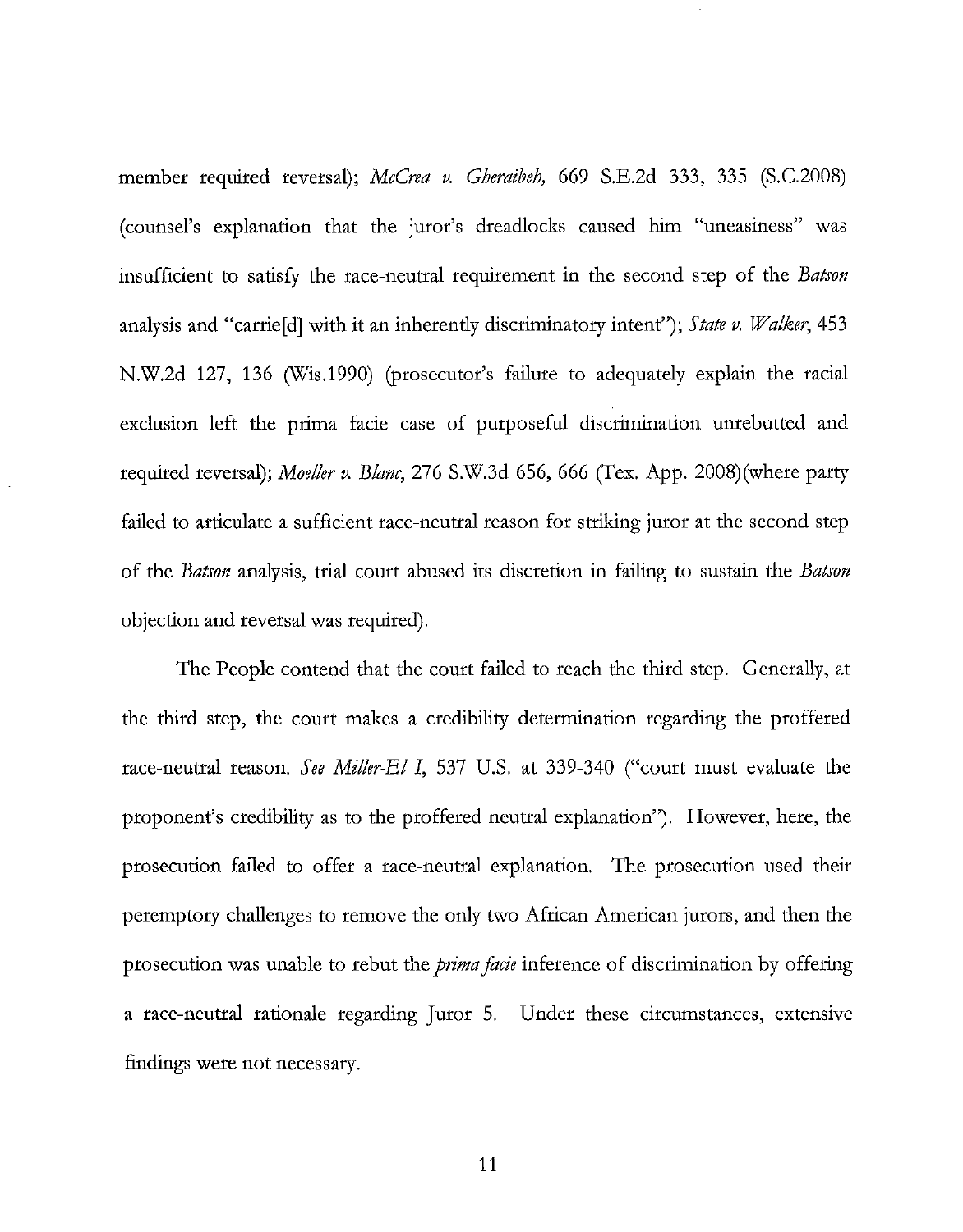member required reversal); *McCrea v. Gheraibeh*, 669 S.E.2d 333, 335 (S.C.2008) (counsel's explanation that the juror's dreadlocks caused him "uneasiness" was insufficient to satisfy the race-neutral requirement in the second step of the *Batson* analysis and "carrie[d] with it an inherently discriminatory intent"); *State v. Walker*, 453 N.W.2d 127, 136 (Wis.1990) (prosecutor's failure to adequately explain the racial exclusion left the prima facie case of purposeful discrimination unrebutted and required reversal); *Moeller v. Blanc*, 276 S.W.3d 656, 666 (Tex. App. 2008)(where party failed to articulate a sufficient race-neutral reason for striking juror at the second step of the *Batson* analysis, trial court abused its discretion in failing to sustain the *Batson* objection and reversal was required).

The People contend that the court failed to reach the third step. Generally, at the third step, the court makes a credibility determination regarding the proffered race-neutral reason. *See Miller-El I*, 537 U.S. at 339-340 ("court must evaluate the proponent's credibility as to the proffered neutral explanation"). However, here, the prosecution failed to offer a race-neutral explanation. The prosecution used their peremptory challenges to remove the only two African-American jurors, and then the prosecution was unable to rebut the *prima facie* inference of discrimination by offering a race-neutral rationale regarding Juror 5. Under these circumstances, extensive findings were not necessary.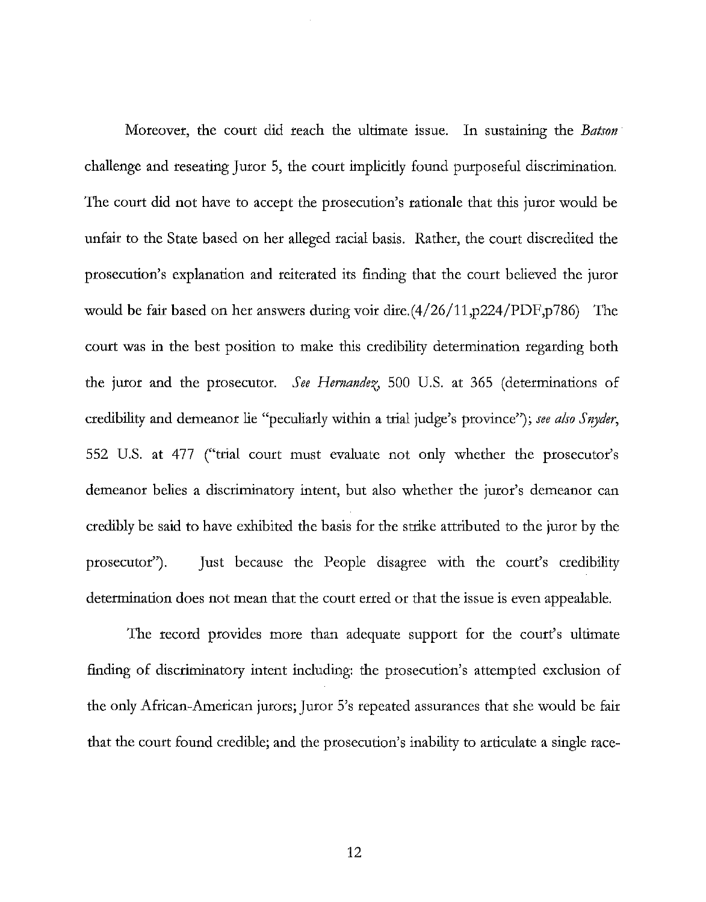Moreover, the court did reach the ultimate issue. In sustaining the *Batson* challenge and reseating Juror 5, the court implicitly found purposeful discrimination. The court did not have to accept the prosecution's rationale that this juror would be unfair to the State based on her alleged racial basis. Rather, the court discredited the prosecution's explanation and reiterated its finding that the court believed the juror would be fair based on her answers during voir dire.(4/26/11,p224/PDF,p786) The court was in the best position to make this credibility determination regarding both the juror and the prosecutor. *See Hernandez*, 500 U.S. at 365 (determinations of credibility and demeanor lie "peculiarly within a trial judge's province"); *see also Snyder*, 552 U.S. at 477 ("trial court must evaluate not only whether the prosecutor's demeanor belies a discriminatory intent, but also whether the juror's demeanor can credibly be said to have exhibited the basis for the strike attributed to the juror by the prosecutor"). Just because the People disagree with the court's credibility determination does not mean that the court erred or that the issue is even appealable.

The record provides more than adequate support for the court's ultimate finding of discriminatory intent including: the prosecution's attempted exclusion of the only African-American jurors; Juror 5's repeated assurances that she would be fair that the court found credible; and the prosecution's inability to articulate a single race-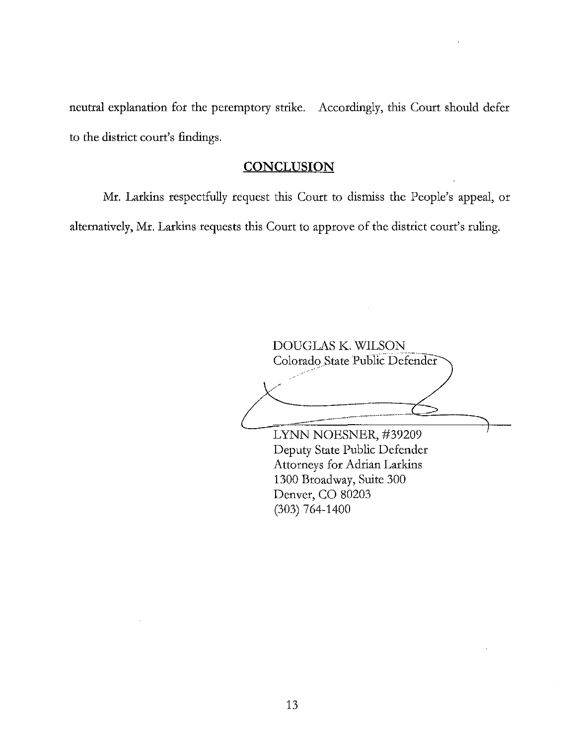neutral explanation for the peremptory strike. Accordingly, this Court should defer to the district court's findings.

## CONCLUSION

Mr. Larkins respectfully request this Court to dismiss the People's appeal, or alternatively, Mr. Larkins requests this Court to approve of the district court's ruling.

DOUGLAS K. WILSON
Colorado State Public Defender

LYNN NOESNER, #39209
Deputy State Public Defender
Attorneys for Adrian Larkins
1300 Broadway, Suite 300
Denver, CO 80203
(303) 764-1400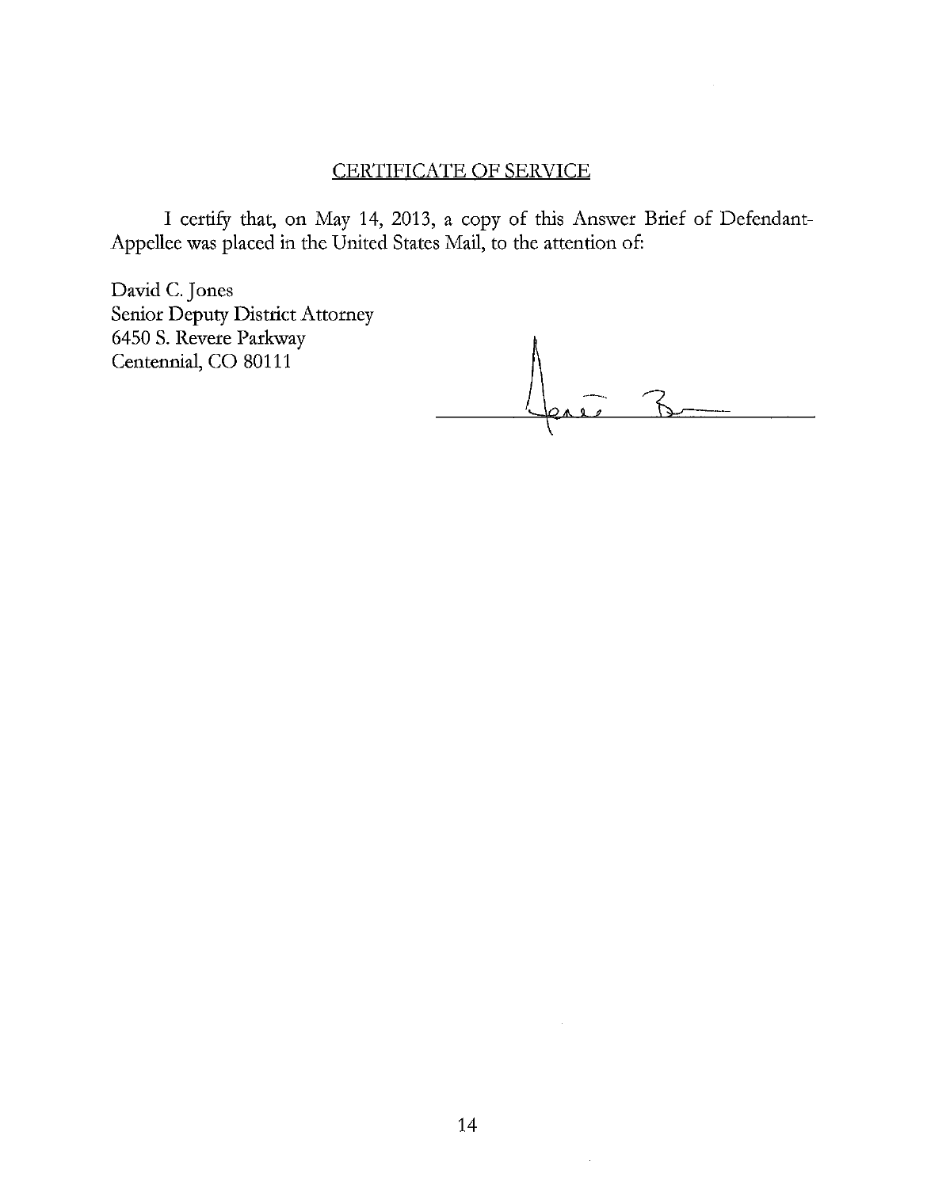## CERTIFICATE OF SERVICE

I certify that, on May 14, 2013, a copy of this Answer Brief of Defendant-Appellee was placed in the United States Mail, to the attention of:

David C. Jones
Senior Deputy District Attorney
6450 S. Revere Parkway
Centennial, CO 80111